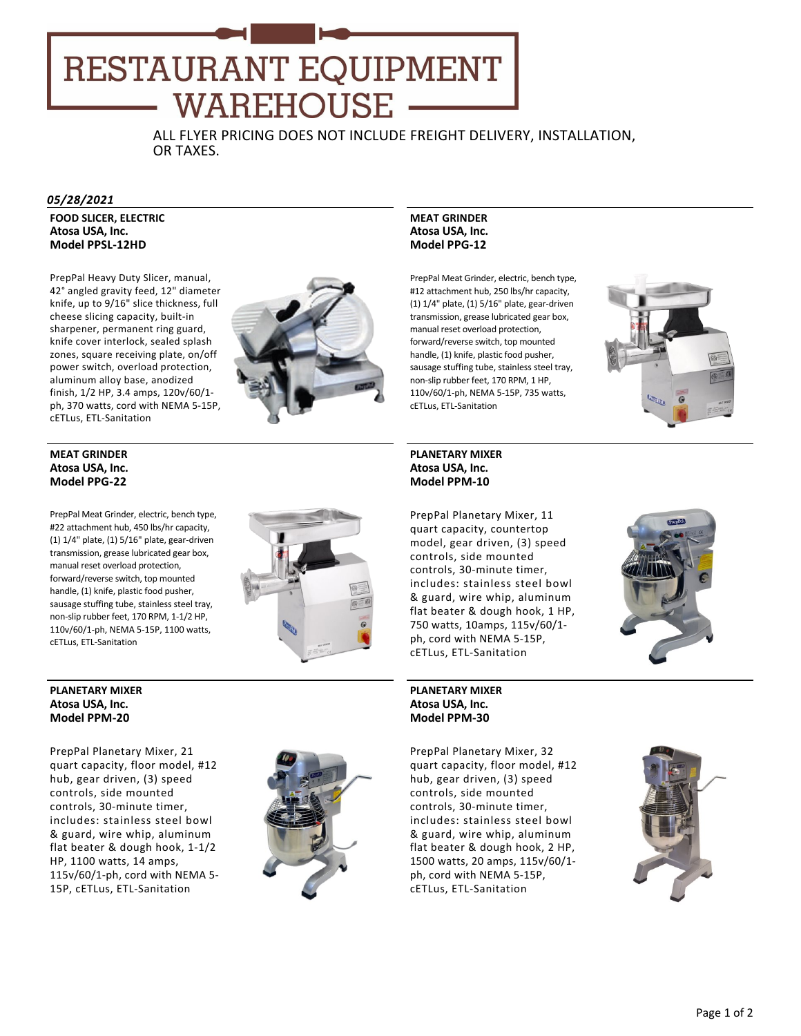# RESTAURANT EQUIPMENT WAREHOUSE

ALL FLYER PRICING DOES NOT INCLUDE FREIGHT DELIVERY, INSTALLATION, OR TAXES.

***05/28/2021***

**FOOD SLICER, ELECTRIC**
**Atosa USA, Inc.**
**Model PPSL-12HD**

PrepPal Heavy Duty Slicer, manual, 42° angled gravity feed, 12" diameter knife, up to 9/16" slice thickness, full cheese slicing capacity, built-in sharpener, permanent ring guard, knife cover interlock, sealed splash zones, square receiving plate, on/off power switch, overload protection, aluminum alloy base, anodized finish, 1/2 HP, 3.4 amps, 120v/60/1-ph, 370 watts, cord with NEMA 5-15P, cETLus, ETL-Sanitation

**MEAT GRINDER**
**Atosa USA, Inc.**
**Model PPG-12**

PrepPal Meat Grinder, electric, bench type, #12 attachment hub, 250 lbs/hr capacity, (1) 1/4" plate, (1) 5/16" plate, gear-driven transmission, grease lubricated gear box, manual reset overload protection, forward/reverse switch, top mounted handle, (1) knife, plastic food pusher, sausage stuffing tube, stainless steel tray, non-slip rubber feet, 170 RPM, 1 HP, 110v/60/1-ph, NEMA 5-15P, 735 watts, cETLus, ETL-Sanitation

**MEAT GRINDER**
**Atosa USA, Inc.**
**Model PPG-22**

PrepPal Meat Grinder, electric, bench type, #22 attachment hub, 450 lbs/hr capacity, (1) 1/4" plate, (1) 5/16" plate, gear-driven transmission, grease lubricated gear box, manual reset overload protection, forward/reverse switch, top mounted handle, (1) knife, plastic food pusher, sausage stuffing tube, stainless steel tray, non-slip rubber feet, 170 RPM, 1-1/2 HP, 110v/60/1-ph, NEMA 5-15P, 1100 watts, cETLus, ETL-Sanitation

**PLANETARY MIXER**
**Atosa USA, Inc.**
**Model PPM-10**

PrepPal Planetary Mixer, 11 quart capacity, countertop model, gear driven, (3) speed controls, side mounted controls, 30-minute timer, includes: stainless steel bowl & guard, wire whip, aluminum flat beater & dough hook, 1 HP, 750 watts, 10amps, 115v/60/1-ph, cord with NEMA 5-15P, cETLus, ETL-Sanitation

**PLANETARY MIXER**
**Atosa USA, Inc.**
**Model PPM-20**

PrepPal Planetary Mixer, 21 quart capacity, floor model, #12 hub, gear driven, (3) speed controls, side mounted controls, 30-minute timer, includes: stainless steel bowl & guard, wire whip, aluminum flat beater & dough hook, 1-1/2 HP, 1100 watts, 14 amps, 115v/60/1-ph, cord with NEMA 5-15P, cETLus, ETL-Sanitation

**PLANETARY MIXER**
**Atosa USA, Inc.**
**Model PPM-30**

PrepPal Planetary Mixer, 32 quart capacity, floor model, #12 hub, gear driven, (3) speed controls, side mounted controls, 30-minute timer, includes: stainless steel bowl & guard, wire whip, aluminum flat beater & dough hook, 2 HP, 1500 watts, 20 amps, 115v/60/1-ph, cord with NEMA 5-15P, cETLus, ETL-Sanitation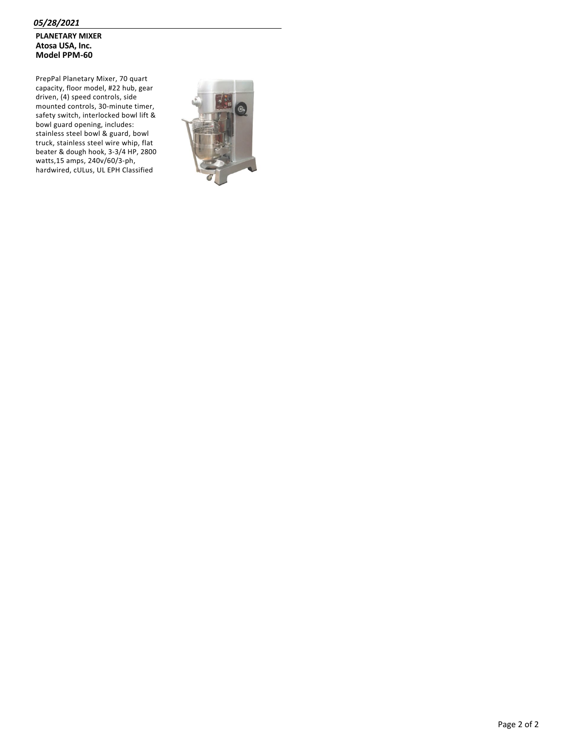*05/28/2021*

**PLANETARY MIXER**
**Atosa USA, Inc.**
**Model PPM-60**

PrepPal Planetary Mixer, 70 quart capacity, floor model, #22 hub, gear driven, (4) speed controls, side mounted controls, 30-minute timer, safety switch, interlocked bowl lift & bowl guard opening, includes: stainless steel bowl & guard, bowl truck, stainless steel wire whip, flat beater & dough hook, 3-3/4 HP, 2800 watts,15 amps, 240v/60/3-ph, hardwired, cULus, UL EPH Classified